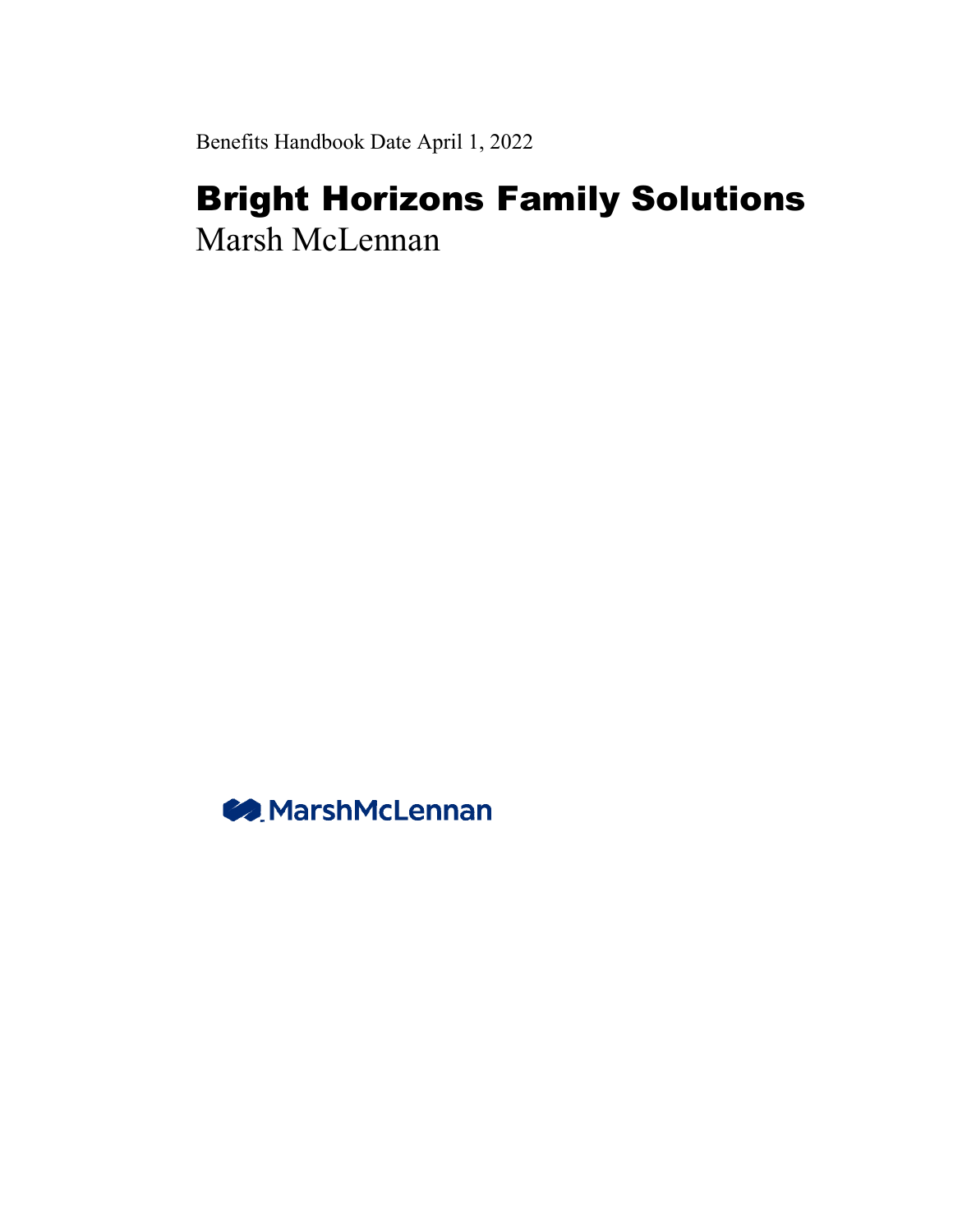Benefits Handbook Date April 1, 2022

# Bright Horizons Family Solutions

Marsh McLennan

MarshMcLennan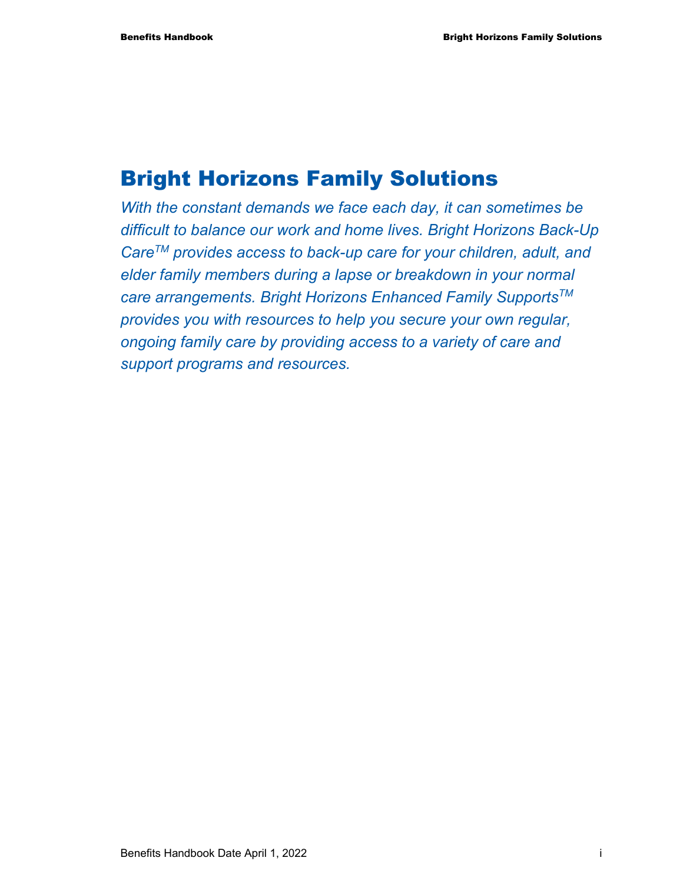# Bright Horizons Family Solutions

*With the constant demands we face each day, it can sometimes be difficult to balance our work and home lives. Bright Horizons Back-Up Care™ provides access to back-up care for your children, adult, and elder family members during a lapse or breakdown in your normal care arrangements. Bright Horizons Enhanced Family Supports™ provides you with resources to help you secure your own regular, ongoing family care by providing access to a variety of care and support programs and resources.*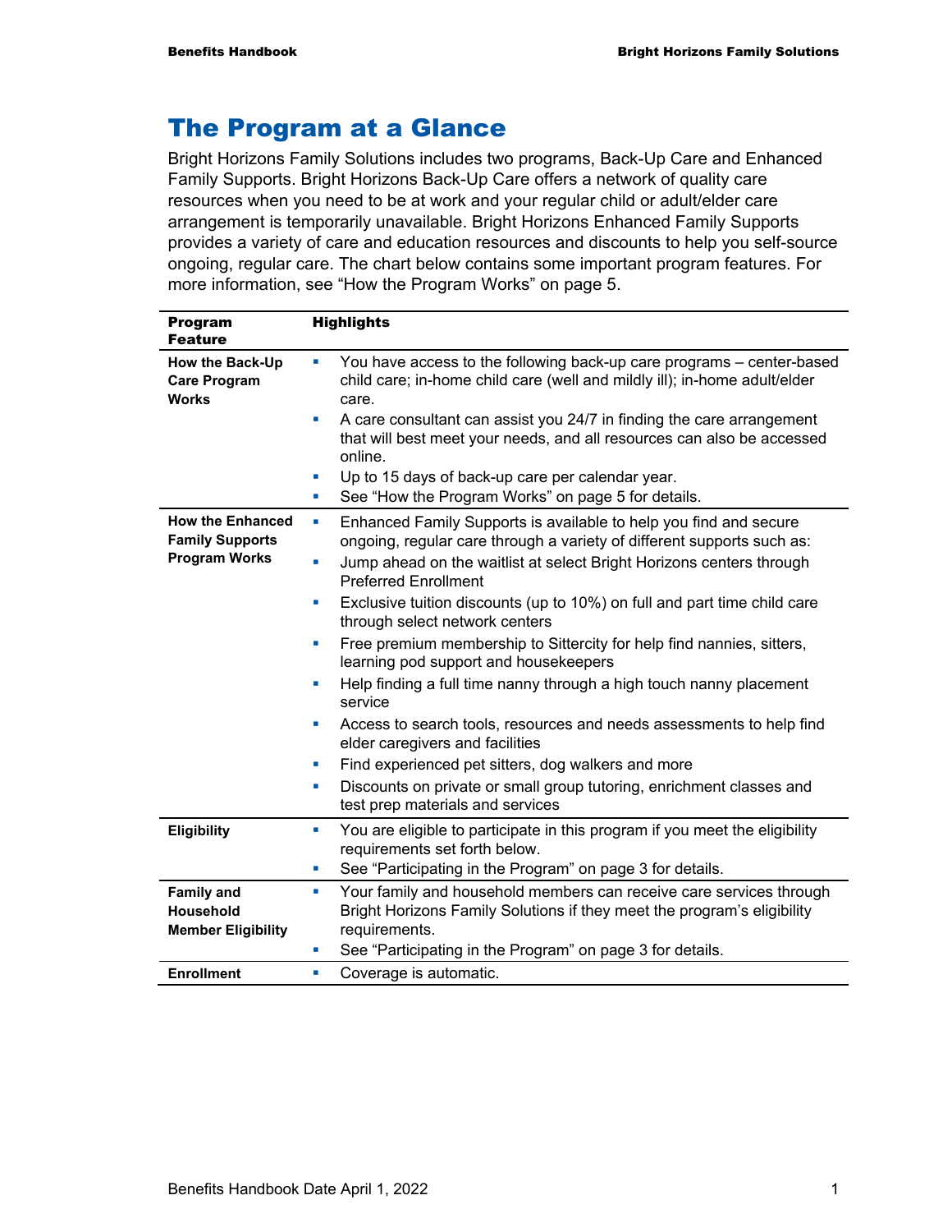# The Program at a Glance

Bright Horizons Family Solutions includes two programs, Back-Up Care and Enhanced Family Supports. Bright Horizons Back-Up Care offers a network of quality care resources when you need to be at work and your regular child or adult/elder care arrangement is temporarily unavailable. Bright Horizons Enhanced Family Supports provides a variety of care and education resources and discounts to help you self-source ongoing, regular care. The chart below contains some important program features. For more information, see "How the Program Works" on page 5.

| Program Feature | Highlights |
|---|---|
| **How the Back-Up Care Program Works** | ▪ You have access to the following back-up care programs – center-based child care; in-home child care (well and mildly ill); in-home adult/elder care.<br>▪ A care consultant can assist you 24/7 in finding the care arrangement that will best meet your needs, and all resources can also be accessed online.<br>▪ Up to 15 days of back-up care per calendar year.<br>▪ See "How the Program Works" on page 5 for details. |
| **How the Enhanced Family Supports Program Works** | ▪ Enhanced Family Supports is available to help you find and secure ongoing, regular care through a variety of different supports such as:<br>▪ Jump ahead on the waitlist at select Bright Horizons centers through Preferred Enrollment<br>▪ Exclusive tuition discounts (up to 10%) on full and part time child care through select network centers<br>▪ Free premium membership to Sittercity for help find nannies, sitters, learning pod support and housekeepers<br>▪ Help finding a full time nanny through a high touch nanny placement service<br>▪ Access to search tools, resources and needs assessments to help find elder caregivers and facilities<br>▪ Find experienced pet sitters, dog walkers and more<br>▪ Discounts on private or small group tutoring, enrichment classes and test prep materials and services |
| **Eligibility** | ▪ You are eligible to participate in this program if you meet the eligibility requirements set forth below.<br>▪ See "Participating in the Program" on page 3 for details. |
| **Family and Household Member Eligibility** | ▪ Your family and household members can receive care services through Bright Horizons Family Solutions if they meet the program's eligibility requirements.<br>▪ See "Participating in the Program" on page 3 for details. |
| **Enrollment** | ▪ Coverage is automatic. |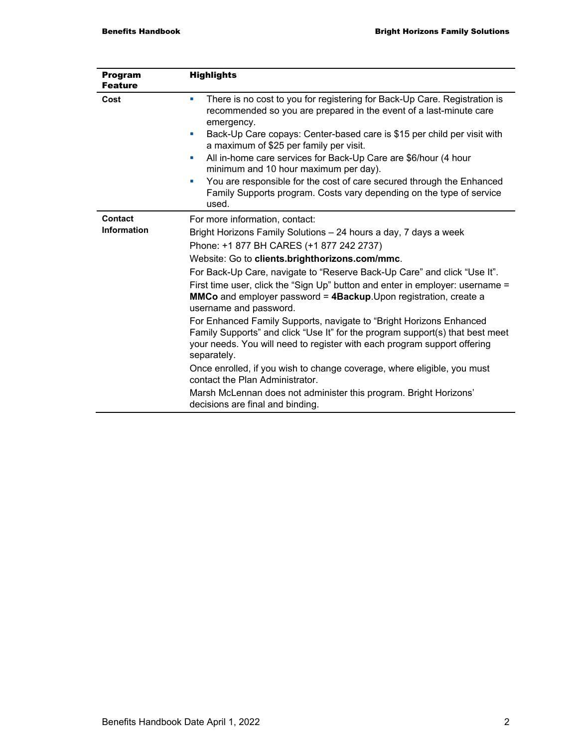| Program Feature | Highlights |
| --- | --- |
| Cost | ▪ There is no cost to you for registering for Back-Up Care. Registration is recommended so you are prepared in the event of a last-minute care emergency.<br>▪ Back-Up Care copays: Center-based care is $15 per child per visit with a maximum of $25 per family per visit.<br>▪ All in-home care services for Back-Up Care are $6/hour (4 hour minimum and 10 hour maximum per day).<br>▪ You are responsible for the cost of care secured through the Enhanced Family Supports program. Costs vary depending on the type of service used. |
| Contact Information | For more information, contact:<br>Bright Horizons Family Solutions – 24 hours a day, 7 days a week<br>Phone: +1 877 BH CARES (+1 877 242 2737)<br>Website: Go to **clients.brighthorizons.com/mmc**.<br>For Back-Up Care, navigate to "Reserve Back-Up Care" and click "Use It".<br>First time user, click the "Sign Up" button and enter in employer: username = **MMCo** and employer password = **4Backup**.Upon registration, create a username and password.<br>For Enhanced Family Supports, navigate to "Bright Horizons Enhanced Family Supports" and click "Use It" for the program support(s) that best meet your needs. You will need to register with each program support offering separately.<br>Once enrolled, if you wish to change coverage, where eligible, you must contact the Plan Administrator.<br>Marsh McLennan does not administer this program. Bright Horizons' decisions are final and binding. |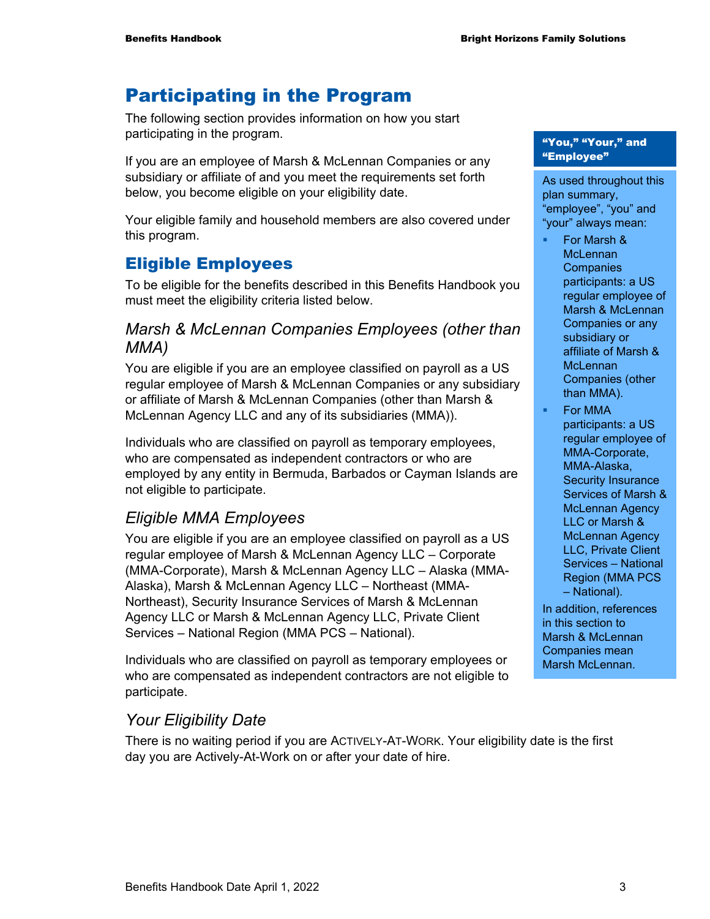# Participating in the Program

The following section provides information on how you start participating in the program.

If you are an employee of Marsh & McLennan Companies or any subsidiary or affiliate of and you meet the requirements set forth below, you become eligible on your eligibility date.

Your eligible family and household members are also covered under this program.

**"You," "Your," and "Employee"**

As used throughout this plan summary, "employee", "you" and "your" always mean:

- For Marsh & McLennan Companies participants: a US regular employee of Marsh & McLennan Companies or any subsidiary or affiliate of Marsh & McLennan Companies (other than MMA).
- For MMA participants: a US regular employee of MMA-Corporate, MMA-Alaska, Security Insurance Services of Marsh & McLennan Agency LLC or Marsh & McLennan Agency LLC, Private Client Services – National Region (MMA PCS – National).

In addition, references in this section to Marsh & McLennan Companies mean Marsh McLennan.

## Eligible Employees

To be eligible for the benefits described in this Benefits Handbook you must meet the eligibility criteria listed below.

### *Marsh & McLennan Companies Employees (other than MMA)*

You are eligible if you are an employee classified on payroll as a US regular employee of Marsh & McLennan Companies or any subsidiary or affiliate of Marsh & McLennan Companies (other than Marsh & McLennan Agency LLC and any of its subsidiaries (MMA)).

Individuals who are classified on payroll as temporary employees, who are compensated as independent contractors or who are employed by any entity in Bermuda, Barbados or Cayman Islands are not eligible to participate.

### *Eligible MMA Employees*

You are eligible if you are an employee classified on payroll as a US regular employee of Marsh & McLennan Agency LLC – Corporate (MMA-Corporate), Marsh & McLennan Agency LLC – Alaska (MMA-Alaska), Marsh & McLennan Agency LLC – Northeast (MMA-Northeast), Security Insurance Services of Marsh & McLennan Agency LLC or Marsh & McLennan Agency LLC, Private Client Services – National Region (MMA PCS – National).

Individuals who are classified on payroll as temporary employees or who are compensated as independent contractors are not eligible to participate.

### *Your Eligibility Date*

There is no waiting period if you are ACTIVELY-AT-WORK. Your eligibility date is the first day you are Actively-At-Work on or after your date of hire.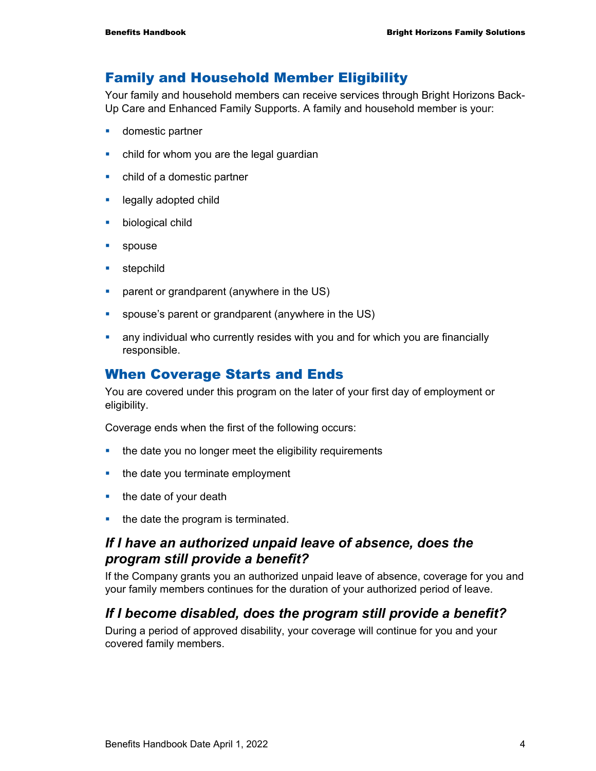## Family and Household Member Eligibility

Your family and household members can receive services through Bright Horizons Back-Up Care and Enhanced Family Supports. A family and household member is your:

- domestic partner
- child for whom you are the legal guardian
- child of a domestic partner
- legally adopted child
- biological child
- spouse
- stepchild
- parent or grandparent (anywhere in the US)
- spouse's parent or grandparent (anywhere in the US)
- any individual who currently resides with you and for which you are financially responsible.

## When Coverage Starts and Ends

You are covered under this program on the later of your first day of employment or eligibility.

Coverage ends when the first of the following occurs:

- the date you no longer meet the eligibility requirements
- the date you terminate employment
- the date of your death
- the date the program is terminated.

### *If I have an authorized unpaid leave of absence, does the program still provide a benefit?*

If the Company grants you an authorized unpaid leave of absence, coverage for you and your family members continues for the duration of your authorized period of leave.

### *If I become disabled, does the program still provide a benefit?*

During a period of approved disability, your coverage will continue for you and your covered family members.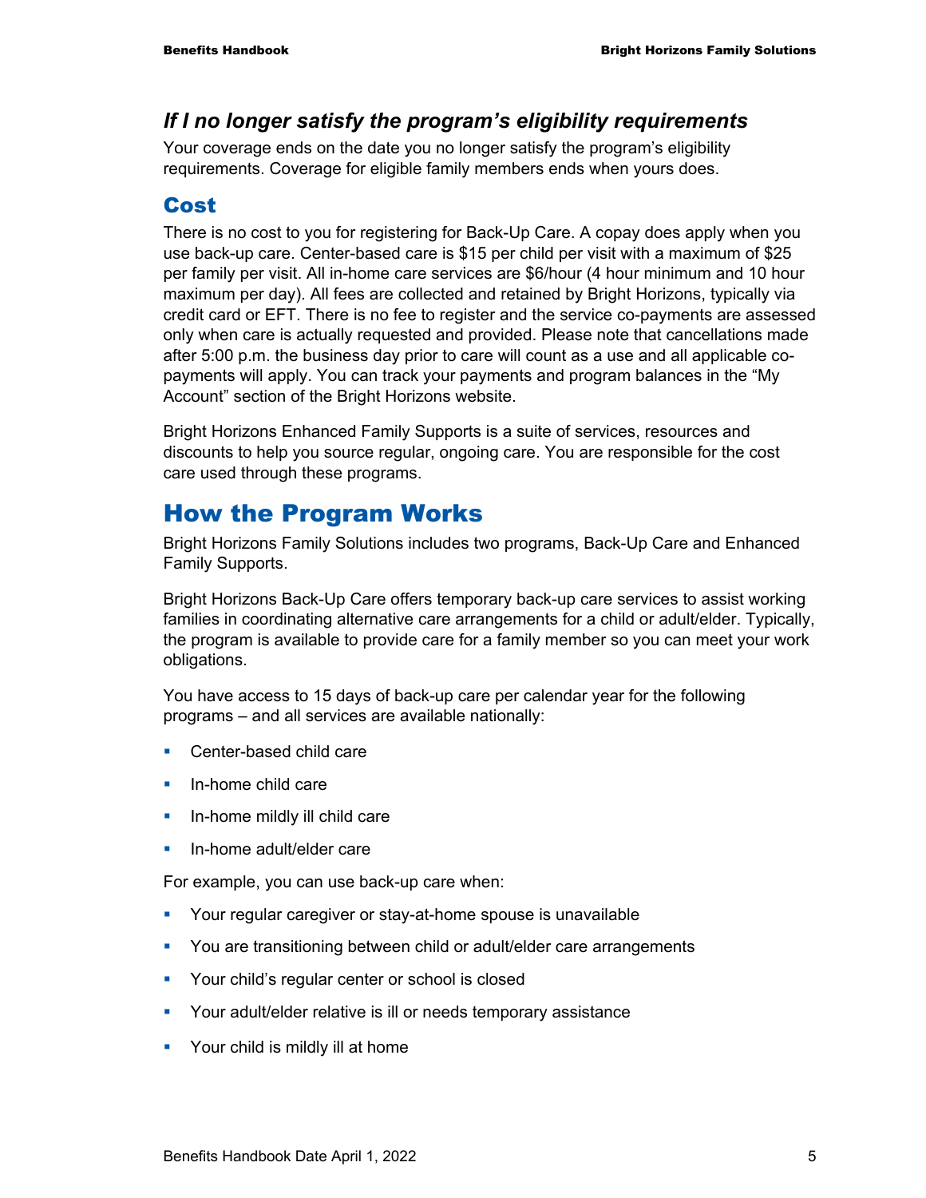### *If I no longer satisfy the program's eligibility requirements*

Your coverage ends on the date you no longer satisfy the program's eligibility requirements. Coverage for eligible family members ends when yours does.

## Cost

There is no cost to you for registering for Back-Up Care. A copay does apply when you use back-up care. Center-based care is $15 per child per visit with a maximum of $25 per family per visit. All in-home care services are $6/hour (4 hour minimum and 10 hour maximum per day). All fees are collected and retained by Bright Horizons, typically via credit card or EFT. There is no fee to register and the service co-payments are assessed only when care is actually requested and provided. Please note that cancellations made after 5:00 p.m. the business day prior to care will count as a use and all applicable co-payments will apply. You can track your payments and program balances in the "My Account" section of the Bright Horizons website.

Bright Horizons Enhanced Family Supports is a suite of services, resources and discounts to help you source regular, ongoing care. You are responsible for the cost care used through these programs.

# How the Program Works

Bright Horizons Family Solutions includes two programs, Back-Up Care and Enhanced Family Supports.

Bright Horizons Back-Up Care offers temporary back-up care services to assist working families in coordinating alternative care arrangements for a child or adult/elder. Typically, the program is available to provide care for a family member so you can meet your work obligations.

You have access to 15 days of back-up care per calendar year for the following programs – and all services are available nationally:

- Center-based child care
- In-home child care
- In-home mildly ill child care
- In-home adult/elder care

For example, you can use back-up care when:

- Your regular caregiver or stay-at-home spouse is unavailable
- You are transitioning between child or adult/elder care arrangements
- Your child's regular center or school is closed
- Your adult/elder relative is ill or needs temporary assistance
- Your child is mildly ill at home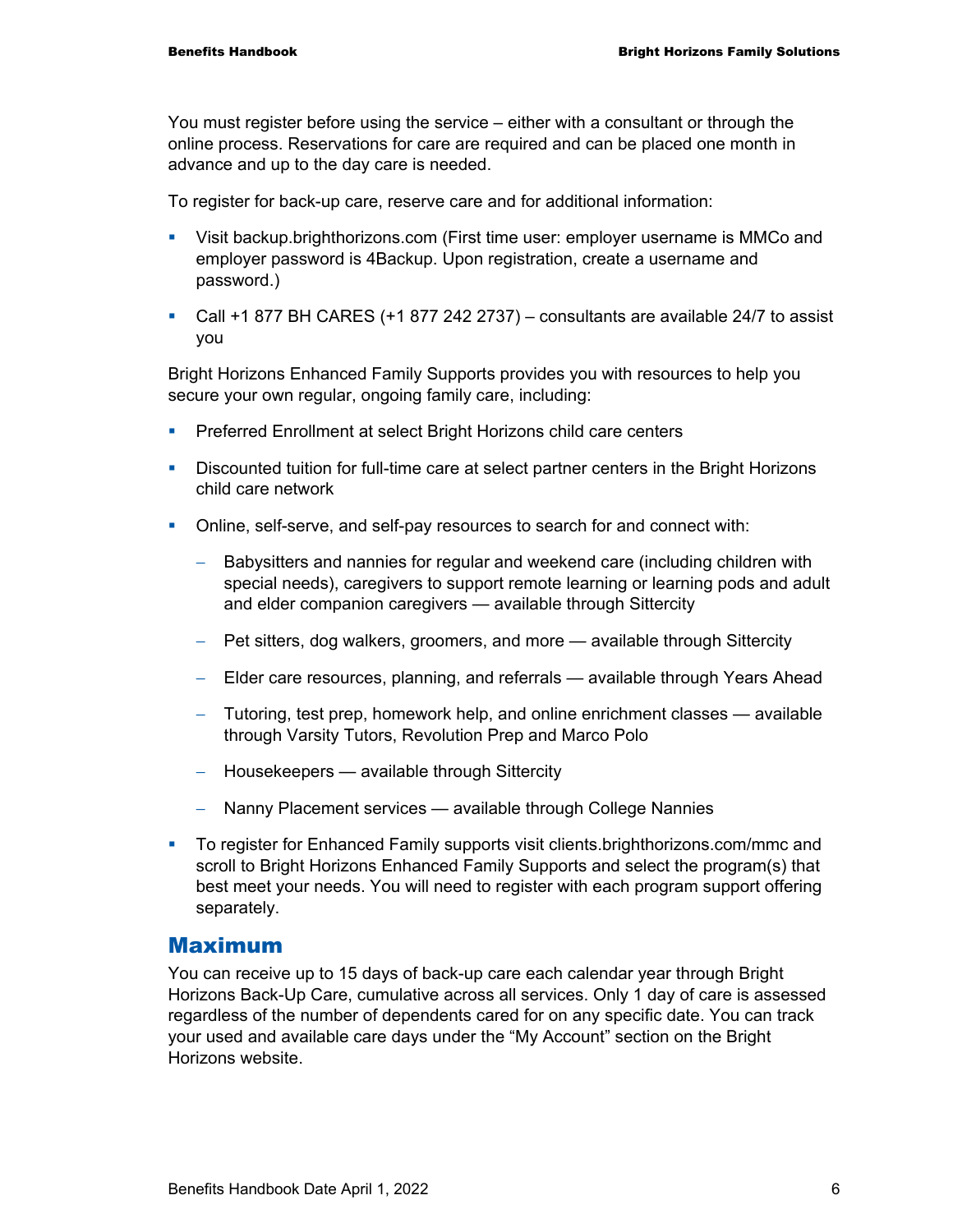You must register before using the service – either with a consultant or through the online process. Reservations for care are required and can be placed one month in advance and up to the day care is needed.

To register for back-up care, reserve care and for additional information:

- Visit backup.brighthorizons.com (First time user: employer username is MMCo and employer password is 4Backup. Upon registration, create a username and password.)
- Call +1 877 BH CARES (+1 877 242 2737) – consultants are available 24/7 to assist you

Bright Horizons Enhanced Family Supports provides you with resources to help you secure your own regular, ongoing family care, including:

- Preferred Enrollment at select Bright Horizons child care centers
- Discounted tuition for full-time care at select partner centers in the Bright Horizons child care network
- Online, self-serve, and self-pay resources to search for and connect with:
  - Babysitters and nannies for regular and weekend care (including children with special needs), caregivers to support remote learning or learning pods and adult and elder companion caregivers — available through Sittercity
  - Pet sitters, dog walkers, groomers, and more — available through Sittercity
  - Elder care resources, planning, and referrals — available through Years Ahead
  - Tutoring, test prep, homework help, and online enrichment classes — available through Varsity Tutors, Revolution Prep and Marco Polo
  - Housekeepers — available through Sittercity
  - Nanny Placement services — available through College Nannies
- To register for Enhanced Family supports visit clients.brighthorizons.com/mmc and scroll to Bright Horizons Enhanced Family Supports and select the program(s) that best meet your needs. You will need to register with each program support offering separately.

## Maximum

You can receive up to 15 days of back-up care each calendar year through Bright Horizons Back-Up Care, cumulative across all services. Only 1 day of care is assessed regardless of the number of dependents cared for on any specific date. You can track your used and available care days under the "My Account" section on the Bright Horizons website.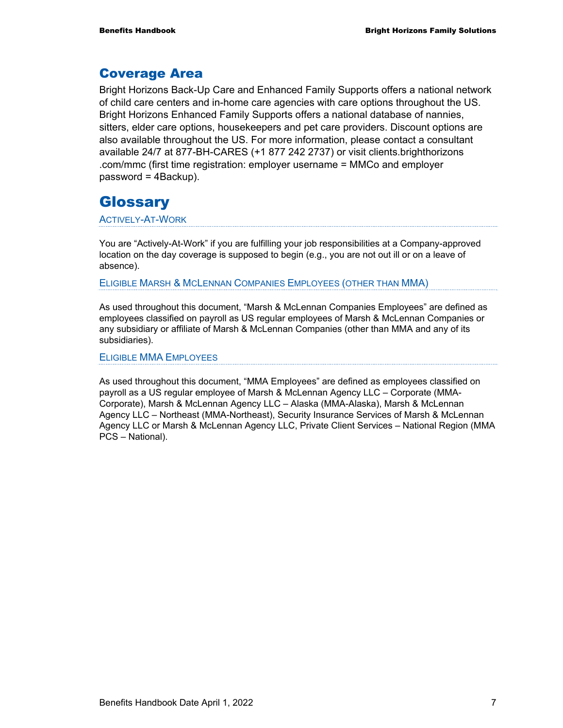## Coverage Area

Bright Horizons Back-Up Care and Enhanced Family Supports offers a national network of child care centers and in-home care agencies with care options throughout the US. Bright Horizons Enhanced Family Supports offers a national database of nannies, sitters, elder care options, housekeepers and pet care providers. Discount options are also available throughout the US. For more information, please contact a consultant available 24/7 at 877-BH-CARES (+1 877 242 2737) or visit clients.brighthorizons .com/mmc (first time registration: employer username = MMCo and employer password = 4Backup).

# Glossary

### Actively-At-Work

You are "Actively-At-Work" if you are fulfilling your job responsibilities at a Company-approved location on the day coverage is supposed to begin (e.g., you are not out ill or on a leave of absence).

### Eligible Marsh & McLennan Companies Employees (other than MMA)

As used throughout this document, "Marsh & McLennan Companies Employees" are defined as employees classified on payroll as US regular employees of Marsh & McLennan Companies or any subsidiary or affiliate of Marsh & McLennan Companies (other than MMA and any of its subsidiaries).

### Eligible MMA Employees

As used throughout this document, "MMA Employees" are defined as employees classified on payroll as a US regular employee of Marsh & McLennan Agency LLC – Corporate (MMA-Corporate), Marsh & McLennan Agency LLC – Alaska (MMA-Alaska), Marsh & McLennan Agency LLC – Northeast (MMA-Northeast), Security Insurance Services of Marsh & McLennan Agency LLC or Marsh & McLennan Agency LLC, Private Client Services – National Region (MMA PCS – National).